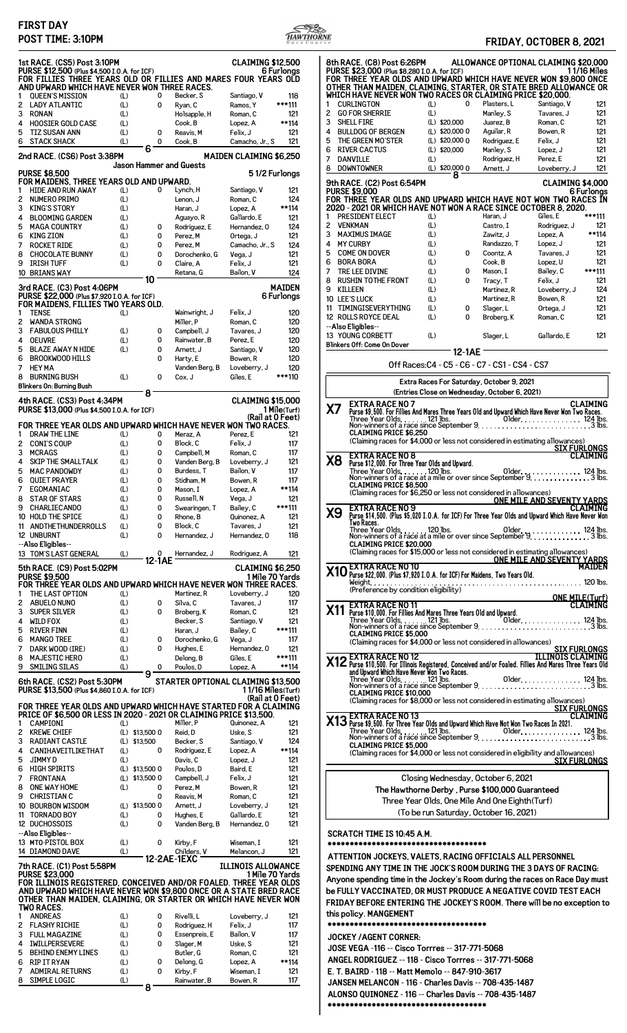# FIRST DAY
## POST TIME: 3:10PM

HAWTHORNE Race Course

## FRIDAY, OCTOBER 8, 2021

### 1st RACE. (CS5) Post 3:10PM — CLAIMING $12,500

PURSE $12,500 (Plus $4,500 I.O.A. for ICF) — 6 Furlongs

FOR FILLIES THREE YEARS OLD OR FILLIES AND MARES FOUR YEARS OLD AND UPWARD WHICH HAVE NEVER WON THREE RACES.

| # | Horse | | | Trainer | Jockey | Wt |
|---|---|---|---|---|---|---|
| 1 | QUEEN'S MISSION | (L) | 0 | Becker, S | Santiago, V | 118 |
| 2 | LADY ATLANTIC | (L) | 0 | Ryan, C | Ramos, Y | ***111 |
| 3 | RONAN | (L) | | Holsapple, H | Roman, C | 121 |
| 4 | HOOSIER GOLD CASE | (L) | | Cook, B | Lopez, A | **114 |
| 5 | TIZ SUSAN ANN | (L) | 0 | Reavis, M | Felix, J | 121 |
| 6 | STACK SHACK | (L) | 0 | Cook, B | Camacho, Jr., S | 121 |

6

### 2nd RACE. (CS6) Post 3:38PM — MAIDEN CLAIMING $6,250

Jason Hammer and Guests

PURSE $8,500 — 5 1/2 Furlongs

FOR MAIDENS, THREE YEARS OLD AND UPWARD.

| # | Horse | | | Trainer | Jockey | Wt |
|---|---|---|---|---|---|---|
| 1 | HIDE AND RUN AWAY | (L) | 0 | Lynch, H | Santiago, V | 121 |
| 2 | NUMERO PRIMO | (L) | | Lenon, J | Roman, C | 124 |
| 3 | KING'S STORY | (L) | | Haran, J | Lopez, A | **114 |
| 4 | BLOOMING GARDEN | (L) | | Aguayo, R | Gallardo, E | 121 |
| 5 | MAGA COUNTRY | (L) | 0 | Rodriguez, E | Hernandez, O | 124 |
| 6 | KING ZION | (L) | 0 | Perez, M | Ortega, J | 121 |
| 7 | ROCKET RIDE | (L) | 0 | Perez, M | Camacho, Jr., S | 124 |
| 8 | CHOCOLATE BUNNY | (L) | 0 | Dorochenko, G | Vega, J | 121 |
| 9 | IRISH TUFF | (L) | 0 | Claire, A | Felix, J | 121 |
| 10 | BRIANS WAY | | | Retana, G | Bailon, V | 124 |

10

### 3rd RACE. (C3) Post 4:06PM — MAIDEN

PURSE $22,000 (Plus $7,920 I.O.A. for ICF) — 6 Furlongs

FOR MAIDENS, FILLIES TWO YEARS OLD.

| # | Horse | | | Trainer | Jockey | Wt |
|---|---|---|---|---|---|---|
| 1 | TENSE | (L) | | Wainwright, J | Felix, J | 120 |
| 2 | WANDA STRONG | | | Miller, P | Roman, C | 120 |
| 3 | FABULOUS PHILLY | (L) | 0 | Campbell, J | Tavares, J | 120 |
| 4 | OEUVRE | (L) | 0 | Rainwater, B | Perez, E | 120 |
| 5 | BLAZE AWAY N HIDE | (L) | 0 | Arnett, J | Santiago, V | 120 |
| 6 | BROOKWOOD HILLS | | 0 | Harty, E | Bowen, R | 120 |
| 7 | HEY MA | | | Vanden Berg, B | Loveberry, J | 120 |
| 8 | BURNING BUSH | (L) | 0 | Cox, J | Giles, E | ***110 |

Blinkers On: Burning Bush

8

### 4th RACE. (CS3) Post 4:34PM — CLAIMING $15,000

PURSE $13,000 (Plus $4,500 I.O.A. for ICF) — 1 Mile(Turf) (Rail at 0 Feet)

FOR THREE YEAR OLDS AND UPWARD WHICH HAVE NEVER WON TWO RACES.

| # | Horse | | | Trainer | Jockey | Wt |
|---|---|---|---|---|---|---|
| 1 | DRAW THE LINE | (L) | 0 | Meraz, A | Perez, E | 121 |
| 2 | CONI'S COUP | (L) | 0 | Block, C | Felix, J | 117 |
| 3 | MCRAGS | (L) | 0 | Campbell, M | Roman, C | 117 |
| 4 | SKIP THE SMALLTALK | (L) | 0 | Vanden Berg, B | Loveberry, J | 121 |
| 5 | MAC PANDOWDY | (L) | 0 | Burdess, T | Bailon, V | 117 |
| 6 | QUIET PRAYER | (L) | 0 | Stidham, M | Bowen, R | 117 |
| 7 | EGOMANIAC | (L) | 0 | Mason, I | Lopez, A | **114 |
| 8 | STAR OF STARS | (L) | 0 | Russell, N | Vega, J | 121 |
| 9 | CHARLIECANDO | (L) | 0 | Swearingen, T | Bailey, C | ***111 |
| 10 | HOLD THE SPICE | (L) | 0 | Rhone, B | Quinonez, A | 121 |
| 11 | ANDTHETHUNDERROLLS | (L) | 0 | Block, C | Tavares, J | 121 |
| 12 | UNBURNT | (L) | 0 | Hernandez, J | Hernandez, O | 118 |
| | --Also Eligibles-- | | | | | |
| 13 | TOM'S LAST GENERAL | (L) | 0 | Hernandez, J | Rodriguez, A | 121 |

12-1AE

### 5th RACE. (C9) Post 5:02PM — CLAIMING $6,250

PURSE $9,500 — 1 Mile 70 Yards

FOR THREE YEAR OLDS AND UPWARD WHICH HAVE NEVER WON THREE RACES.

| # | Horse | | | Trainer | Jockey | Wt |
|---|---|---|---|---|---|---|
| 1 | THE LAST OPTION | (L) | | Martinez, R | Loveberry, J | 120 |
| 2 | ABUELO NUNO | (L) | 0 | Silva, C | Tavares, J | 117 |
| 3 | SUPER SILVER | (L) | 0 | Broberg, K | Roman, C | 121 |
| 4 | WILD FOX | (L) | | Becker, S | Santiago, V | 121 |
| 5 | RIVER FINN | (L) | | Haran, J | Bailey, C | ***111 |
| 6 | MANGO TREE | (L) | 0 | Dorochenko, G | Vega, J | 117 |
| 7 | DARK WOOD (IRE) | (L) | 0 | Hughes, E | Hernandez, O | 121 |
| 8 | MAJESTIC HERO | (L) | | Delong, B | Giles, E | ***111 |
| 9 | SMILING SILAS | (L) | 0 | Poulos, D | Lopez, A | **114 |

9

### 6th RACE. (CS2) Post 5:30PM — STARTER OPTIONAL CLAIMING $13,500

PURSE $13,500 (Plus $4,860 I.O.A. for ICF) — 1 1/16 Miles(Turf) (Rail at 0 Feet)

FOR THREE YEAR OLDS AND UPWARD WHICH HAVE STARTED FOR A CLAIMING PRICE OF $6,500 OR LESS IN 2020 - 2021 OR CLAIMING PRICE $13,500.

| # | Horse | | | Trainer | Jockey | Wt |
|---|---|---|---|---|---|---|
| 1 | CAMPIONI | (L) | | Miller, P | Quinonez, A | 121 |
| 2 | KREWE CHIEF | (L) | $13,500 0 | Reid, D | Uske, S | 121 |
| 3 | RADIANT CASTLE | (L) | $13,500 | Becker, S | Santiago, V | 124 |
| 4 | CANIHAVEITLIKETHAT | (L) | 0 | Rodriguez, E | Lopez, A | **114 |
| 5 | JIMMY D | (L) | | Davis, C | Lopez, J | 121 |
| 6 | HIGH SPIRITS | (L) | $13,500 0 | Poulos, D | Baird, E | 121 |
| 7 | FRONTANA | (L) | $13,500 0 | Campbell, J | Felix, J | 121 |
| 8 | ONE WAY HOME | (L) | 0 | Perez, M | Bowen, R | 121 |
| 9 | CHRISTIAN C | | 0 | Reavis, M | Roman, C | 121 |
| 10 | BOURBON WISDOM | (L) | $13,500 0 | Arnett, J | Loveberry, J | 121 |
| 11 | TORNADO BOY | (L) | 0 | Hughes, E | Gallardo, E | 121 |
| 12 | DUCHOSSOIS | (L) | 0 | Vanden Berg, B | Hernandez, O | 121 |
| | --Also Eligibles-- | | | | | |
| 13 | MTO-PISTOL BOX | (L) | 0 | Kirby, F | Wiseman, I | 121 |
| 14 | DIAMOND DAVE | (L) | | Childers, V | Melancon, J | 121 |

12-2AE-1EXC

### 7th RACE. (C1) Post 5:58PM — ILLINOIS ALLOWANCE

PURSE $23,000 — 1 Mile 70 Yards

FOR ILLINOIS REGISTERED, CONCEIVED AND/OR FOALED. THREE YEAR OLDS AND UPWARD WHICH HAVE NEVER WON $9,800 ONCE OR A STATE BRED RACE OTHER THAN MAIDEN, CLAIMING, OR STARTER OR WHICH HAVE NEVER WON TWO RACES.

| # | Horse | | | Trainer | Jockey | Wt |
|---|---|---|---|---|---|---|
| 1 | ANDREAS | (L) | 0 | Rivelli, L | Loveberry, J | 121 |
| 2 | FLASHY RICHIE | (L) | 0 | Rodriguez, H | Felix, J | 117 |
| 3 | FULL MAGAZINE | (L) | 0 | Essenpreis, E | Bailon, V | 117 |
| 4 | IWILLPERSEVERE | (L) | 0 | Slager, M | Uske, S | 121 |
| 5 | BEHIND ENEMY LINES | (L) | 0 | Butler, G | Roman, C | 121 |
| 6 | RIP IT RYAN | (L) | 0 | Delong, G | Lopez, A | **114 |
| 7 | ADMIRAL RETURNS | (L) | 0 | Kirby, F | Wiseman, I | 121 |
| 8 | SIMPLE LOGIC | (L) | | Rainwater, B | Bowen, R | 117 |

8

### 8th RACE. (C8) Post 6:26PM — ALLOWANCE OPTIONAL CLAIMING $20,000

PURSE $23,000 (Plus $8,280 I.O.A. for ICF) — 1 1/16 Miles

FOR THREE YEAR OLDS AND UPWARD WHICH HAVE NEVER WON $9,800 ONCE OTHER THAN MAIDEN, CLAIMING, STARTER, OR STATE BRED ALLOWANCE OR WHICH HAVE NEVER WON TWO RACES OR CLAIMING PRICE $20,000.

| # | Horse | | | Trainer | Jockey | Wt |
|---|---|---|---|---|---|---|
| 1 | CURLINGTON | (L) | 0 | Plasters, L | Santiago, V | 121 |
| 2 | GO FOR SHERRIE | (L) | | Manley, S | Tavares, J | 121 |
| 3 | SHELL FIRE | (L) | $20,000 | Juarez, B | Roman, C | 121 |
| 4 | BULLDOG OF BERGEN | (L) | $20,000 0 | Aguilar, R | Bowen, R | 121 |
| 5 | THE GREEN MO'STER | (L) | $20,000 0 | Rodriguez, E | Felix, J | 121 |
| 6 | RIVER CACTUS | (L) | $20,000 | Manley, S | Lopez, J | 121 |
| 7 | DANVILLE | (L) | | Rodriguez, H | Perez, E | 121 |
| 8 | DOWNTOWNER | (L) | $20,000 0 | Arnett, J | Loveberry, J | 121 |

8

### 9th RACE. (C2) Post 6:54PM — CLAIMING $4,000

PURSE $9,000 — 6 Furlongs

FOR THREE YEAR OLDS AND UPWARD WHICH HAVE NOT WON TWO RACES IN 2020 - 2021 OR WHICH HAVE NOT WON A RACE SINCE OCTOBER 8, 2020.

| # | Horse | | | Trainer | Jockey | Wt |
|---|---|---|---|---|---|---|
| 1 | PRESIDENT ELECT | (L) | | Haran, J | Giles, E | ***111 |
| 2 | VENKMAN | (L) | | Castro, I | Rodriguez, J | 121 |
| 3 | MAXIMUS IMAGE | (L) | | Zawitz, J | Lopez, A | **114 |
| 4 | MY CURBY | (L) | | Randazzo, T | Lopez, J | 121 |
| 5 | COME ON DOVER | (L) | 0 | Coontz, A | Tavares, J | 121 |
| 6 | BORA BORA | (L) | | Cook, B | Lopez, U | 121 |
| 7 | TRE LEE DIVINE | (L) | 0 | Mason, I | Bailey, C | ***111 |
| 8 | RUSHIN TO THE FRONT | (L) | 0 | Tracy, T | Felix, J | 121 |
| 9 | KILLEEN | (L) | | Martinez, R | Loveberry, J | 124 |
| 10 | LEE'S LUCK | (L) | | Martinez, R | Bowen, R | 121 |
| 11 | TIMINGISEVERYTHING | (L) | 0 | Slager, L | Ortega, J | 121 |
| 12 | ROLLS ROYCE DEAL | (L) | 0 | Broberg, K | Roman, C | 121 |
| | --Also Eligibles-- | | | | | |
| 13 | YOUNG CORBETT | (L) | | Slager, L | Gallardo, E | 121 |

Blinkers Off: Come On Dover

12-1AE

Off Races:C4 - C5 - C6 - C7 - CS1 - CS4 - CS7

---

**Extra Races For Saturday, October 9, 2021**
**(Entries Close on Wednesday, October 6, 2021)**

**X7 EXTRA RACE NO 7 — CLAIMING**
Purse $9,500. For Fillies And Mares Three Years Old and Upward Which Have Never Won Two Races.
Three Year Olds. . . . . . 121 lbs. Older. . . . . . . . . . . . . . . 124 lbs.
Non-winners of a race since September 9. . . . . . . . . . . . . . . . 3 lbs.
CLAIMING PRICE $6,250
(Claiming races for $4,000 or less not considered in estimating allowances)
SIX FURLONGS

**X8 EXTRA RACE NO 8 — CLAIMING**
Purse $12,000. For Three Year Olds and Upward.
Three Year Olds. . . . . . 120 lbs. Older. . . . . . . . . . . . . . . 124 lbs.
Non-winners of a race at a mile or over since September 9. . . . . . . . . . 3 lbs.
CLAIMING PRICE $8,500
(Claiming races for $6,250 or less not considered in allowances)
ONE MILE AND SEVENTY YARDS

**X9 EXTRA RACE NO 9 — CLAIMING**
Purse $14,500. (Plus $5,020 I.O.A. for ICF) For Three Year Olds and Upward Which Have Never Won Two Races.
Three Year Olds. . . . . . 120 lbs. Older. . . . . . . . . . . . . . . 124 lbs.
Non-winners of a race at a mile or over since September 9. . . . . . . . . . 3 lbs.
CLAIMING PRICE $20,000
(Claiming races for $15,000 or less not considered in estimating allowances)
ONE MILE AND SEVENTY YARDS

**X10 EXTRA RACE NO 10 — MAIDEN**
Purse $22,000. (Plus $7,920 I.O.A. for ICF) For Maidens, Two Years Old.
Weight. . . . . . . . . . . . . . . . . . . . . . . . . . . . . . . . . . . . 120 lbs.
(Preference by condition eligibility)
ONE MILE(Turf)

**X11 EXTRA RACE NO 11 — CLAIMING**
Purse $10,000. For Fillies And Mares Three Years Old and Upward.
Three Year Olds. . . . . . 121 lbs. Older. . . . . . . . . . . . . . . 124 lbs.
Non-winners of a race since September 9. . . . . . . . . . . . . . . . 3 lbs.
CLAIMING PRICE $5,000
(Claiming races for $4,000 or less not considered in allowances)
SIX FURLONGS

**X12 EXTRA RACE NO 12 — ILLINOIS CLAIMING**
Purse $10,500. For Illinois Registered, Conceived and/or Foaled. Fillies And Mares Three Years Old and Upward Which Have Never Won Two Races.
Three Year Olds. . . . . . 121 lbs. Older. . . . . . . . . . . . . . . 124 lbs.
Non-winners of a race since September 9. . . . . . . . . . . . . . . . 3 lbs.
CLAIMING PRICE $10,000
(Claiming races for $8,000 or less not considered in estimating allowances)
SIX FURLONGS

**X13 EXTRA RACE NO 13 — CLAIMING**
Purse $9,500. For Three Year Olds and Upward Which Have Not Won Two Races In 2021.
Three Year Olds. . . . . . 121 lbs. Older. . . . . . . . . . . . . . . 124 lbs.
Non-winners of a race since September 9. . . . . . . . . . . . . . . . 3 lbs.
CLAIMING PRICE $5,000
(Claiming races for $4,000 or less not considered in eligibility and allowances)
SIX FURLONGS

---

Closing Wednesday, October 6, 2021
The Hawthorne Derby . Purse $100,000 Guaranteed
Three Year Olds, One Mile And One Eighth(Turf)
(To be run Saturday, October 16, 2021)

**SCRATCH TIME IS 10:45 A.M.**

**************************************

**ATTENTION JOCKEYS, VALETS, RACING OFFICIALS ALL PERSONNEL SPENDING ANY TIME IN THE JOCK'S ROOM DURING THE 3 DAYS OF RACING: Anyone spending time in the Jockey's Room during the races on Race Day must be FULLY VACCINATED, OR MUST PRODUCE A NEGATIVE COVID TEST EACH FRIDAY BEFORE ENTERING THE JOCKEY'S ROOM. There will be no exception to this policy. MANGEMENT**

**************************************

**JOCKEY / AGENT CORNER:**

JOSE VEGA -116 -- Cisco Torrres -- 317-771-5068
ANGEL RODRIGUEZ -- 118 - Cisco Torrres -- 317-771-5068
E. T. BAIRD - 118 -- Matt Memolo -- 847-910-3617
JANSEN MELANCON - 116 - Charles Davis -- 708-435-1487
ALONSO QUINONEZ - 116 -- Charles Davis -- 708-435-1487

**************************************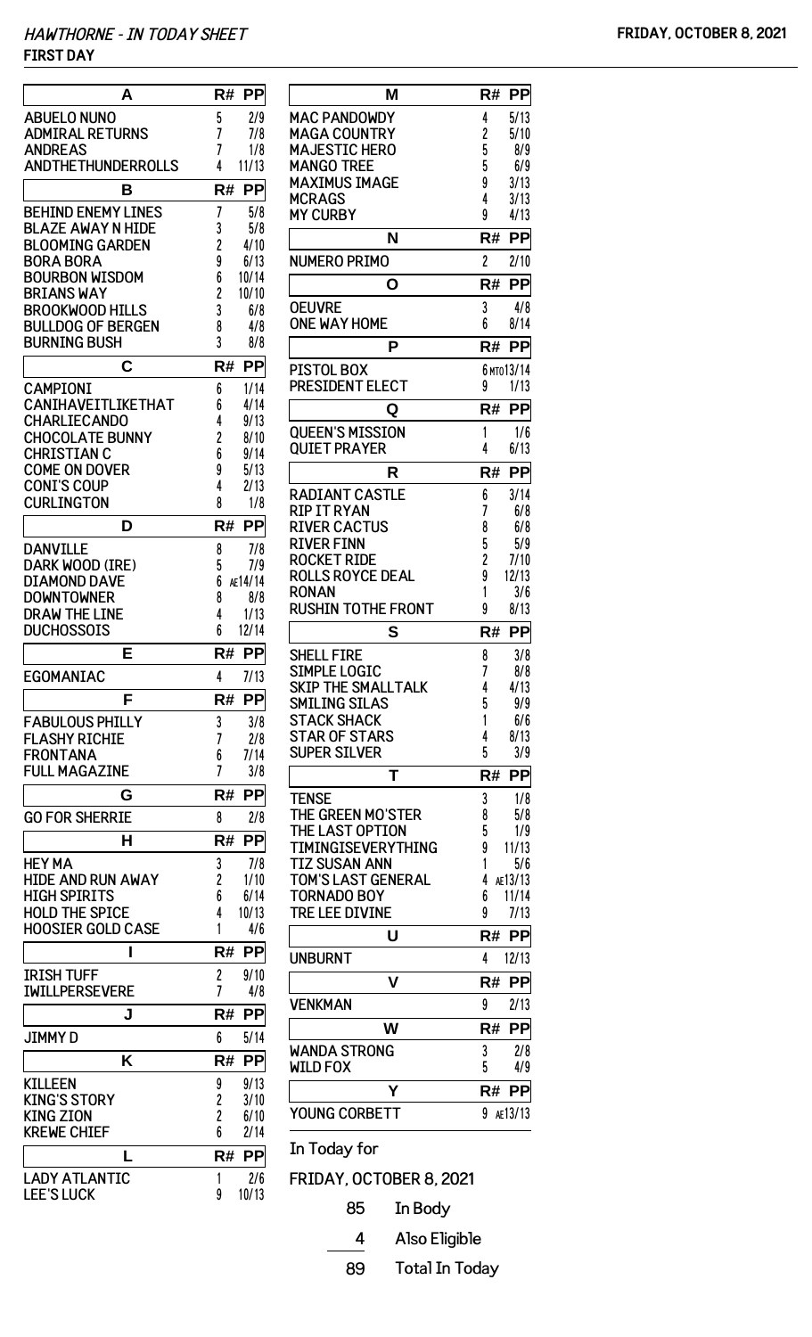# HAWTHORNE - IN TODAY SHEET

**FRIDAY, OCTOBER 8, 2021**

**FIRST DAY**

| A | R# | PP |
|---|---|---|
| ABUELO NUNO | 5 | 2/9 |
| ADMIRAL RETURNS | 7 | 7/8 |
| ANDREAS | 7 | 1/8 |
| ANDTHETHUNDERROLLS | 4 | 11/13 |

| B | R# | PP |
|---|---|---|
| BEHIND ENEMY LINES | 7 | 5/8 |
| BLAZE AWAY N HIDE | 3 | 5/8 |
| BLOOMING GARDEN | 2 | 4/10 |
| BORA BORA | 9 | 6/13 |
| BOURBON WISDOM | 6 | 10/14 |
| BRIANS WAY | 2 | 10/10 |
| BROOKWOOD HILLS | 3 | 6/8 |
| BULLDOG OF BERGEN | 8 | 4/8 |
| BURNING BUSH | 3 | 8/8 |

| C | R# | PP |
|---|---|---|
| CAMPIONI | 6 | 1/14 |
| CANIHAVEITLIKETHAT | 6 | 4/14 |
| CHARLIECANDO | 4 | 9/13 |
| CHOCOLATE BUNNY | 2 | 8/10 |
| CHRISTIAN C | 6 | 9/14 |
| COME ON DOVER | 9 | 5/13 |
| CONI'S COUP | 4 | 2/13 |
| CURLINGTON | 8 | 1/8 |

| D | R# | PP |
|---|---|---|
| DANVILLE | 8 | 7/8 |
| DARK WOOD (IRE) | 5 | 7/9 |
| DIAMOND DAVE | 6 | AE14/14 |
| DOWNTOWNER | 8 | 8/8 |
| DRAW THE LINE | 4 | 1/13 |
| DUCHOSSOIS | 6 | 12/14 |

| E | R# | PP |
|---|---|---|
| EGOMANIAC | 4 | 7/13 |

| F | R# | PP |
|---|---|---|
| FABULOUS PHILLY | 3 | 3/8 |
| FLASHY RICHIE | 7 | 2/8 |
| FRONTANA | 6 | 7/14 |
| FULL MAGAZINE | 7 | 3/8 |

| G | R# | PP |
|---|---|---|
| GO FOR SHERRIE | 8 | 2/8 |

| H | R# | PP |
|---|---|---|
| HEY MA | 3 | 7/8 |
| HIDE AND RUN AWAY | 2 | 1/10 |
| HIGH SPIRITS | 6 | 6/14 |
| HOLD THE SPICE | 4 | 10/13 |
| HOOSIER GOLD CASE | 1 | 4/6 |

| I | R# | PP |
|---|---|---|
| IRISH TUFF | 2 | 9/10 |
| IWILLPERSEVERE | 7 | 4/8 |

| J | R# | PP |
|---|---|---|
| JIMMY D | 6 | 5/14 |

| K | R# | PP |
|---|---|---|
| KILLEEN | 9 | 9/13 |
| KING'S STORY | 2 | 3/10 |
| KING ZION | 2 | 6/10 |
| KREWE CHIEF | 6 | 2/14 |

| L | R# | PP |
|---|---|---|
| LADY ATLANTIC | 1 | 2/6 |
| LEE'S LUCK | 9 | 10/13 |

| M | R# | PP |
|---|---|---|
| MAC PANDOWDY | 4 | 5/13 |
| MAGA COUNTRY | 2 | 5/10 |
| MAJESTIC HERO | 5 | 8/9 |
| MANGO TREE | 5 | 6/9 |
| MAXIMUS IMAGE | 9 | 3/13 |
| MCRAGS | 4 | 3/13 |
| MY CURBY | 9 | 4/13 |

| N | R# | PP |
|---|---|---|
| NUMERO PRIMO | 2 | 2/10 |

| O | R# | PP |
|---|---|---|
| OEUVRE | 3 | 4/8 |
| ONE WAY HOME | 6 | 8/14 |

| P | R# | PP |
|---|---|---|
| PISTOL BOX | 6 | MTO13/14 |
| PRESIDENT ELECT | 9 | 1/13 |

| Q | R# | PP |
|---|---|---|
| QUEEN'S MISSION | 1 | 1/6 |
| QUIET PRAYER | 4 | 6/13 |

| R | R# | PP |
|---|---|---|
| RADIANT CASTLE | 6 | 3/14 |
| RIP IT RYAN | 7 | 6/8 |
| RIVER CACTUS | 8 | 6/8 |
| RIVER FINN | 5 | 5/9 |
| ROCKET RIDE | 2 | 7/10 |
| ROLLS ROYCE DEAL | 9 | 12/13 |
| RONAN | 1 | 3/6 |
| RUSHIN TOTHE FRONT | 9 | 8/13 |

| S | R# | PP |
|---|---|---|
| SHELL FIRE | 8 | 3/8 |
| SIMPLE LOGIC | 7 | 8/8 |
| SKIP THE SMALLTALK | 4 | 4/13 |
| SMILING SILAS | 5 | 9/9 |
| STACK SHACK | 1 | 6/6 |
| STAR OF STARS | 4 | 8/13 |
| SUPER SILVER | 5 | 3/9 |

| T | R# | PP |
|---|---|---|
| TENSE | 3 | 1/8 |
| THE GREEN MO'STER | 8 | 5/8 |
| THE LAST OPTION | 5 | 1/9 |
| TIMINGISEVERYTHING | 9 | 11/13 |
| TIZ SUSAN ANN | 1 | 5/6 |
| TOM'S LAST GENERAL | 4 | AE13/13 |
| TORNADO BOY | 6 | 11/14 |
| TRE LEE DIVINE | 9 | 7/13 |

| U | R# | PP |
|---|---|---|
| UNBURNT | 4 | 12/13 |

| V | R# | PP |
|---|---|---|
| VENKMAN | 9 | 2/13 |

| W | R# | PP |
|---|---|---|
| WANDA STRONG | 3 | 2/8 |
| WILD FOX | 5 | 4/9 |

| Y | R# | PP |
|---|---|---|
| YOUNG CORBETT | 9 | AE13/13 |

In Today for

FRIDAY, OCTOBER 8, 2021

| | |
|---|---|
| 85 | In Body |
| 4 | Also Eligible |
| 89 | Total In Today |